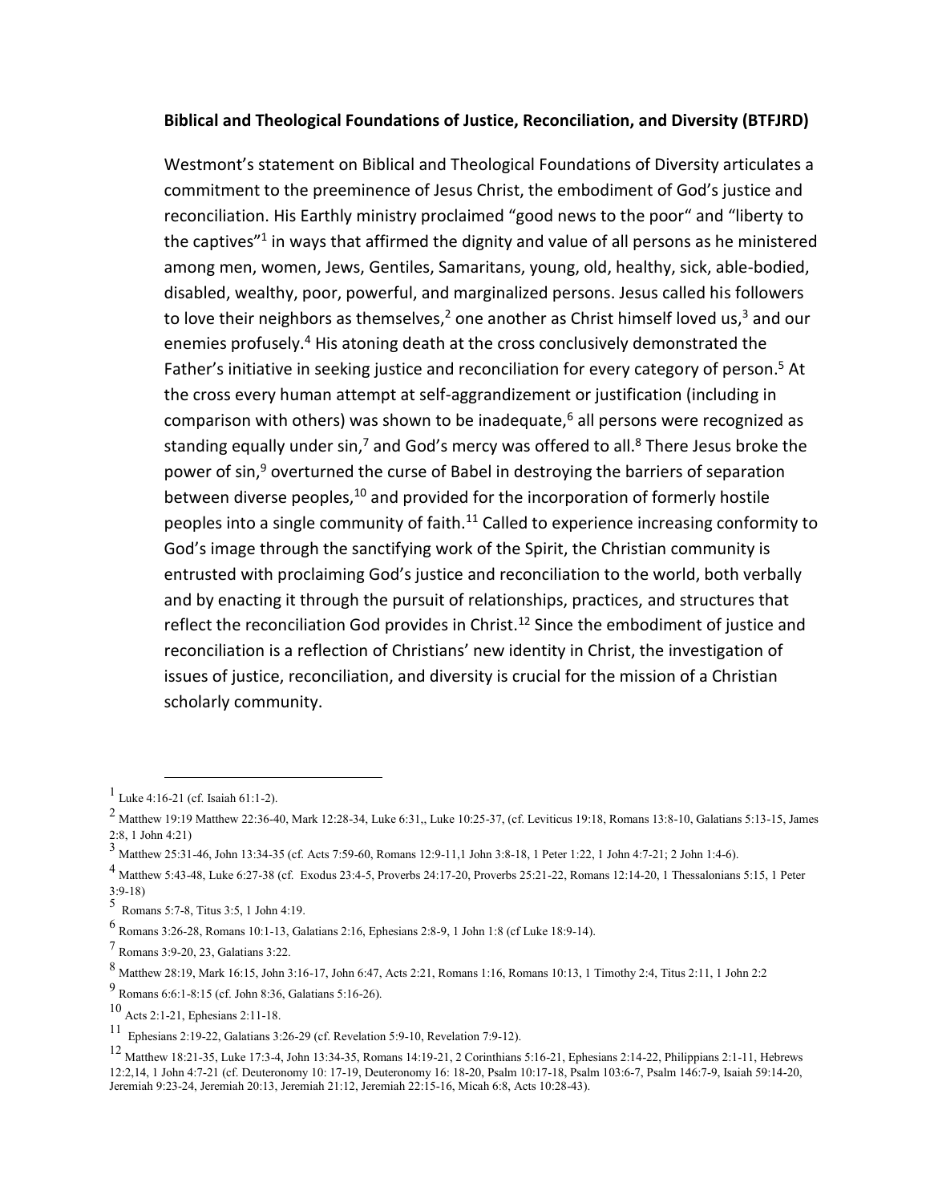**Biblical and Theological Foundations of Justice, Reconciliation, and Diversity (BTFJRD)**

Westmont's statement on Biblical and Theological Foundations of Diversity articulates a commitment to the preeminence of Jesus Christ, the embodiment of God's justice and reconciliation. His Earthly ministry proclaimed "good news to the poor" and "liberty to the captives"[1] in ways that affirmed the dignity and value of all persons as he ministered among men, women, Jews, Gentiles, Samaritans, young, old, healthy, sick, able-bodied, disabled, wealthy, poor, powerful, and marginalized persons. Jesus called his followers to love their neighbors as themselves,[2] one another as Christ himself loved us,[3] and our enemies profusely.[4] His atoning death at the cross conclusively demonstrated the Father's initiative in seeking justice and reconciliation for every category of person.[5] At the cross every human attempt at self-aggrandizement or justification (including in comparison with others) was shown to be inadequate,[6] all persons were recognized as standing equally under sin,[7] and God's mercy was offered to all.[8] There Jesus broke the power of sin,[9] overturned the curse of Babel in destroying the barriers of separation between diverse peoples,[10] and provided for the incorporation of formerly hostile peoples into a single community of faith.[11] Called to experience increasing conformity to God's image through the sanctifying work of the Spirit, the Christian community is entrusted with proclaiming God's justice and reconciliation to the world, both verbally and by enacting it through the pursuit of relationships, practices, and structures that reflect the reconciliation God provides in Christ.[12] Since the embodiment of justice and reconciliation is a reflection of Christians' new identity in Christ, the investigation of issues of justice, reconciliation, and diversity is crucial for the mission of a Christian scholarly community.

---

[1] Luke 4:16-21 (cf. Isaiah 61:1-2).

[2] Matthew 19:19 Matthew 22:36-40, Mark 12:28-34, Luke 6:31,, Luke 10:25-37, (cf. Leviticus 19:18, Romans 13:8-10, Galatians 5:13-15, James 2:8, 1 John 4:21)

[3] Matthew 25:31-46, John 13:34-35 (cf. Acts 7:59-60, Romans 12:9-11,1 John 3:8-18, 1 Peter 1:22, 1 John 4:7-21; 2 John 1:4-6).

[4] Matthew 5:43-48, Luke 6:27-38 (cf. Exodus 23:4-5, Proverbs 24:17-20, Proverbs 25:21-22, Romans 12:14-20, 1 Thessalonians 5:15, 1 Peter 3:9-18)

[5] Romans 5:7-8, Titus 3:5, 1 John 4:19.

[6] Romans 3:26-28, Romans 10:1-13, Galatians 2:16, Ephesians 2:8-9, 1 John 1:8 (cf Luke 18:9-14).

[7] Romans 3:9-20, 23, Galatians 3:22.

[8] Matthew 28:19, Mark 16:15, John 3:16-17, John 6:47, Acts 2:21, Romans 1:16, Romans 10:13, 1 Timothy 2:4, Titus 2:11, 1 John 2:2

[9] Romans 6:6:1-8:15 (cf. John 8:36, Galatians 5:16-26).

[10] Acts 2:1-21, Ephesians 2:11-18.

[11] Ephesians 2:19-22, Galatians 3:26-29 (cf. Revelation 5:9-10, Revelation 7:9-12).

[12] Matthew 18:21-35, Luke 17:3-4, John 13:34-35, Romans 14:19-21, 2 Corinthians 5:16-21, Ephesians 2:14-22, Philippians 2:1-11, Hebrews 12:2,14, 1 John 4:7-21 (cf. Deuteronomy 10: 17-19, Deuteronomy 16: 18-20, Psalm 10:17-18, Psalm 103:6-7, Psalm 146:7-9, Isaiah 59:14-20, Jeremiah 9:23-24, Jeremiah 20:13, Jeremiah 21:12, Jeremiah 22:15-16, Micah 6:8, Acts 10:28-43).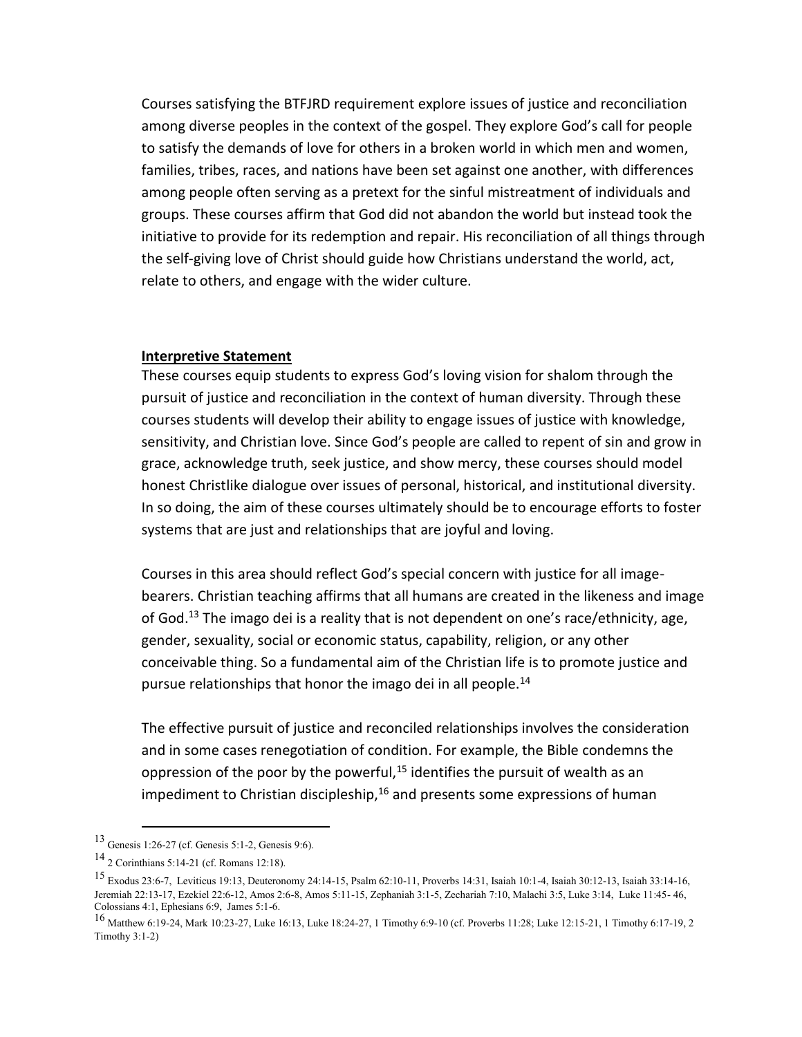Courses satisfying the BTFJRD requirement explore issues of justice and reconciliation among diverse peoples in the context of the gospel. They explore God's call for people to satisfy the demands of love for others in a broken world in which men and women, families, tribes, races, and nations have been set against one another, with differences among people often serving as a pretext for the sinful mistreatment of individuals and groups. These courses affirm that God did not abandon the world but instead took the initiative to provide for its redemption and repair. His reconciliation of all things through the self-giving love of Christ should guide how Christians understand the world, act, relate to others, and engage with the wider culture.

**Interpretive Statement**

These courses equip students to express God's loving vision for shalom through the pursuit of justice and reconciliation in the context of human diversity. Through these courses students will develop their ability to engage issues of justice with knowledge, sensitivity, and Christian love. Since God's people are called to repent of sin and grow in grace, acknowledge truth, seek justice, and show mercy, these courses should model honest Christlike dialogue over issues of personal, historical, and institutional diversity. In so doing, the aim of these courses ultimately should be to encourage efforts to foster systems that are just and relationships that are joyful and loving.

Courses in this area should reflect God's special concern with justice for all image-bearers. Christian teaching affirms that all humans are created in the likeness and image of God.[13] The imago dei is a reality that is not dependent on one's race/ethnicity, age, gender, sexuality, social or economic status, capability, religion, or any other conceivable thing. So a fundamental aim of the Christian life is to promote justice and pursue relationships that honor the imago dei in all people.[14]

The effective pursuit of justice and reconciled relationships involves the consideration and in some cases renegotiation of condition. For example, the Bible condemns the oppression of the poor by the powerful,[15] identifies the pursuit of wealth as an impediment to Christian discipleship,[16] and presents some expressions of human

---

[13] Genesis 1:26-27 (cf. Genesis 5:1-2, Genesis 9:6).

[14] 2 Corinthians 5:14-21 (cf. Romans 12:18).

[15] Exodus 23:6-7, Leviticus 19:13, Deuteronomy 24:14-15, Psalm 62:10-11, Proverbs 14:31, Isaiah 10:1-4, Isaiah 30:12-13, Isaiah 33:14-16, Jeremiah 22:13-17, Ezekiel 22:6-12, Amos 2:6-8, Amos 5:11-15, Zephaniah 3:1-5, Zechariah 7:10, Malachi 3:5, Luke 3:14, Luke 11:45- 46, Colossians 4:1, Ephesians 6:9, James 5:1-6.

[16] Matthew 6:19-24, Mark 10:23-27, Luke 16:13, Luke 18:24-27, 1 Timothy 6:9-10 (cf. Proverbs 11:28; Luke 12:15-21, 1 Timothy 6:17-19, 2 Timothy 3:1-2)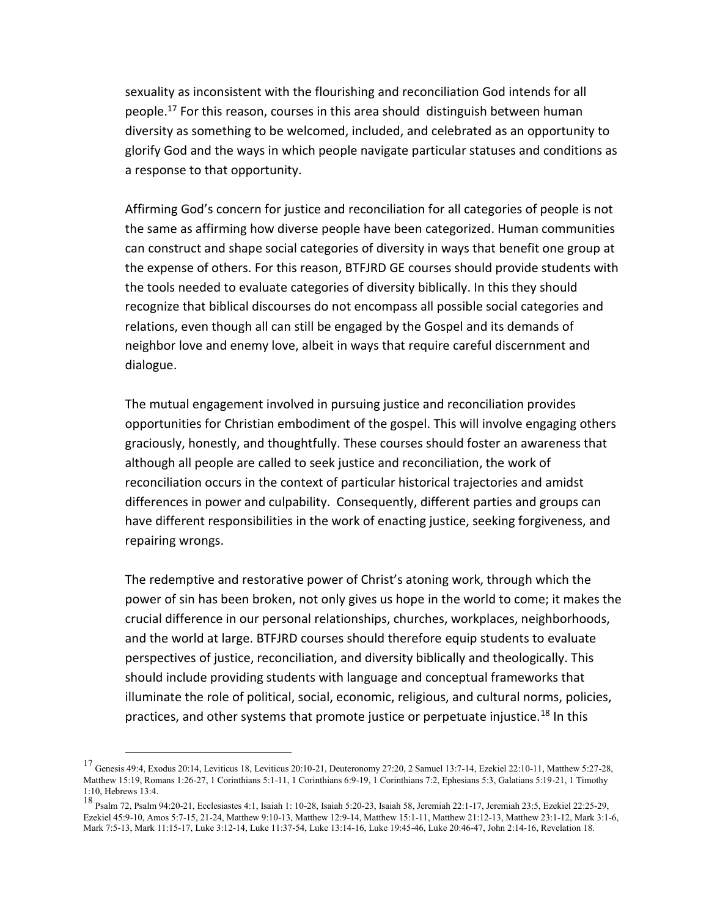sexuality as inconsistent with the flourishing and reconciliation God intends for all people.[17] For this reason, courses in this area should distinguish between human diversity as something to be welcomed, included, and celebrated as an opportunity to glorify God and the ways in which people navigate particular statuses and conditions as a response to that opportunity.

Affirming God's concern for justice and reconciliation for all categories of people is not the same as affirming how diverse people have been categorized. Human communities can construct and shape social categories of diversity in ways that benefit one group at the expense of others. For this reason, BTFJRD GE courses should provide students with the tools needed to evaluate categories of diversity biblically. In this they should recognize that biblical discourses do not encompass all possible social categories and relations, even though all can still be engaged by the Gospel and its demands of neighbor love and enemy love, albeit in ways that require careful discernment and dialogue.

The mutual engagement involved in pursuing justice and reconciliation provides opportunities for Christian embodiment of the gospel. This will involve engaging others graciously, honestly, and thoughtfully. These courses should foster an awareness that although all people are called to seek justice and reconciliation, the work of reconciliation occurs in the context of particular historical trajectories and amidst differences in power and culpability. Consequently, different parties and groups can have different responsibilities in the work of enacting justice, seeking forgiveness, and repairing wrongs.

The redemptive and restorative power of Christ's atoning work, through which the power of sin has been broken, not only gives us hope in the world to come; it makes the crucial difference in our personal relationships, churches, workplaces, neighborhoods, and the world at large. BTFJRD courses should therefore equip students to evaluate perspectives of justice, reconciliation, and diversity biblically and theologically. This should include providing students with language and conceptual frameworks that illuminate the role of political, social, economic, religious, and cultural norms, policies, practices, and other systems that promote justice or perpetuate injustice.[18] In this

---

[17] Genesis 49:4, Exodus 20:14, Leviticus 18, Leviticus 20:10-21, Deuteronomy 27:20, 2 Samuel 13:7-14, Ezekiel 22:10-11, Matthew 5:27-28, Matthew 15:19, Romans 1:26-27, 1 Corinthians 5:1-11, 1 Corinthians 6:9-19, 1 Corinthians 7:2, Ephesians 5:3, Galatians 5:19-21, 1 Timothy 1:10, Hebrews 13:4.

[18] Psalm 72, Psalm 94:20-21, Ecclesiastes 4:1, Isaiah 1: 10-28, Isaiah 5:20-23, Isaiah 58, Jeremiah 22:1-17, Jeremiah 23:5, Ezekiel 22:25-29, Ezekiel 45:9-10, Amos 5:7-15, 21-24, Matthew 9:10-13, Matthew 12:9-14, Matthew 15:1-11, Matthew 21:12-13, Matthew 23:1-12, Mark 3:1-6, Mark 7:5-13, Mark 11:15-17, Luke 3:12-14, Luke 11:37-54, Luke 13:14-16, Luke 19:45-46, Luke 20:46-47, John 2:14-16, Revelation 18.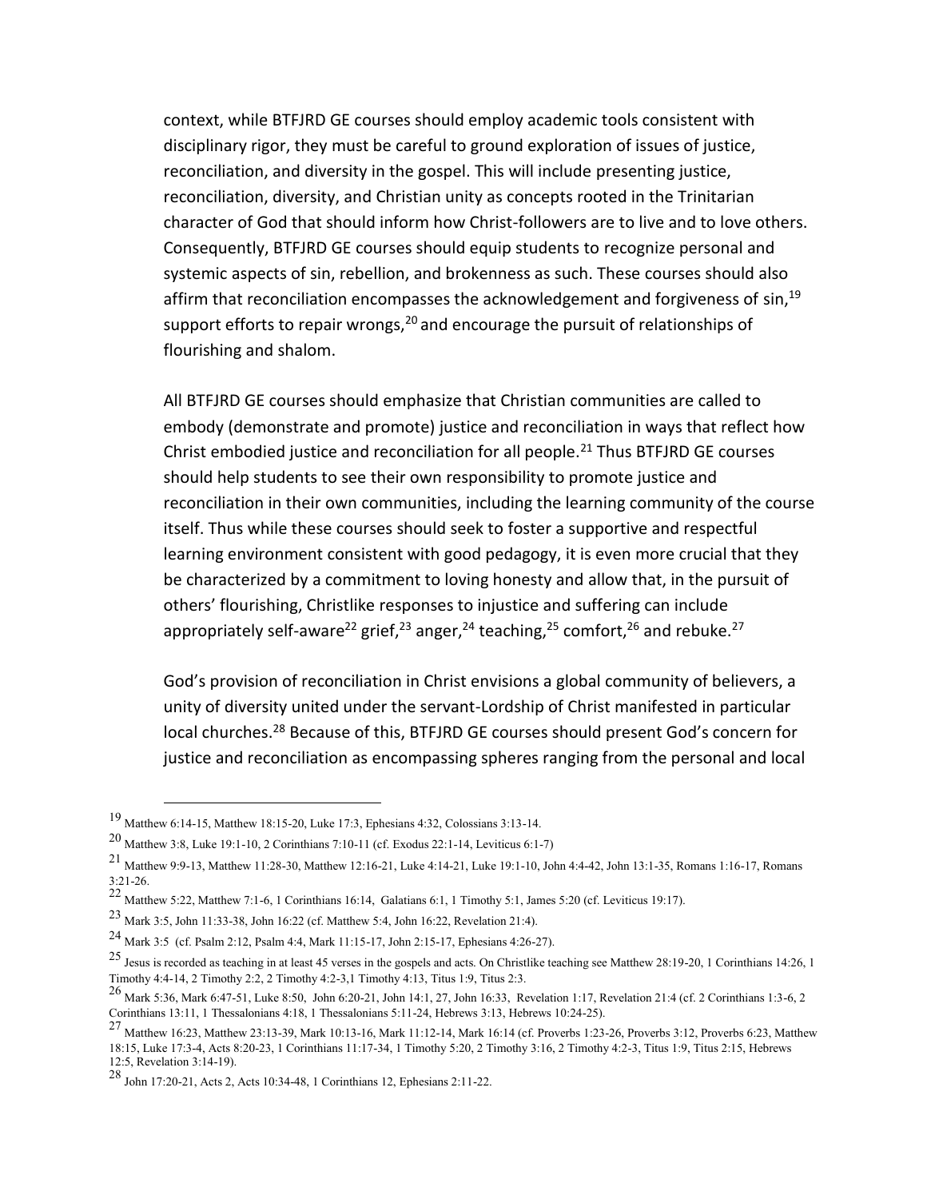context, while BTFJRD GE courses should employ academic tools consistent with disciplinary rigor, they must be careful to ground exploration of issues of justice, reconciliation, and diversity in the gospel. This will include presenting justice, reconciliation, diversity, and Christian unity as concepts rooted in the Trinitarian character of God that should inform how Christ-followers are to live and to love others. Consequently, BTFJRD GE courses should equip students to recognize personal and systemic aspects of sin, rebellion, and brokenness as such. These courses should also affirm that reconciliation encompasses the acknowledgement and forgiveness of sin,[19] support efforts to repair wrongs,[20] and encourage the pursuit of relationships of flourishing and shalom.

All BTFJRD GE courses should emphasize that Christian communities are called to embody (demonstrate and promote) justice and reconciliation in ways that reflect how Christ embodied justice and reconciliation for all people.[21] Thus BTFJRD GE courses should help students to see their own responsibility to promote justice and reconciliation in their own communities, including the learning community of the course itself. Thus while these courses should seek to foster a supportive and respectful learning environment consistent with good pedagogy, it is even more crucial that they be characterized by a commitment to loving honesty and allow that, in the pursuit of others' flourishing, Christlike responses to injustice and suffering can include appropriately self-aware[22] grief,[23] anger,[24] teaching,[25] comfort,[26] and rebuke.[27]

God's provision of reconciliation in Christ envisions a global community of believers, a unity of diversity united under the servant-Lordship of Christ manifested in particular local churches.[28] Because of this, BTFJRD GE courses should present God's concern for justice and reconciliation as encompassing spheres ranging from the personal and local

---

[19] Matthew 6:14-15, Matthew 18:15-20, Luke 17:3, Ephesians 4:32, Colossians 3:13-14.

[20] Matthew 3:8, Luke 19:1-10, 2 Corinthians 7:10-11 (cf. Exodus 22:1-14, Leviticus 6:1-7)

[21] Matthew 9:9-13, Matthew 11:28-30, Matthew 12:16-21, Luke 4:14-21, Luke 19:1-10, John 4:4-42, John 13:1-35, Romans 1:16-17, Romans 3:21-26.

[22] Matthew 5:22, Matthew 7:1-6, 1 Corinthians 16:14, Galatians 6:1, 1 Timothy 5:1, James 5:20 (cf. Leviticus 19:17).

[23] Mark 3:5, John 11:33-38, John 16:22 (cf. Matthew 5:4, John 16:22, Revelation 21:4).

[24] Mark 3:5 (cf. Psalm 2:12, Psalm 4:4, Mark 11:15-17, John 2:15-17, Ephesians 4:26-27).

[25] Jesus is recorded as teaching in at least 45 verses in the gospels and acts. On Christlike teaching see Matthew 28:19-20, 1 Corinthians 14:26, 1 Timothy 4:4-14, 2 Timothy 2:2, 2 Timothy 4:2-3,1 Timothy 4:13, Titus 1:9, Titus 2:3.

[26] Mark 5:36, Mark 6:47-51, Luke 8:50, John 6:20-21, John 14:1, 27, John 16:33, Revelation 1:17, Revelation 21:4 (cf. 2 Corinthians 1:3-6, 2 Corinthians 13:11, 1 Thessalonians 4:18, 1 Thessalonians 5:11-24, Hebrews 3:13, Hebrews 10:24-25).

[27] Matthew 16:23, Matthew 23:13-39, Mark 10:13-16, Mark 11:12-14, Mark 16:14 (cf. Proverbs 1:23-26, Proverbs 3:12, Proverbs 6:23, Matthew 18:15, Luke 17:3-4, Acts 8:20-23, 1 Corinthians 11:17-34, 1 Timothy 5:20, 2 Timothy 3:16, 2 Timothy 4:2-3, Titus 1:9, Titus 2:15, Hebrews 12:5, Revelation 3:14-19).

[28] John 17:20-21, Acts 2, Acts 10:34-48, 1 Corinthians 12, Ephesians 2:11-22.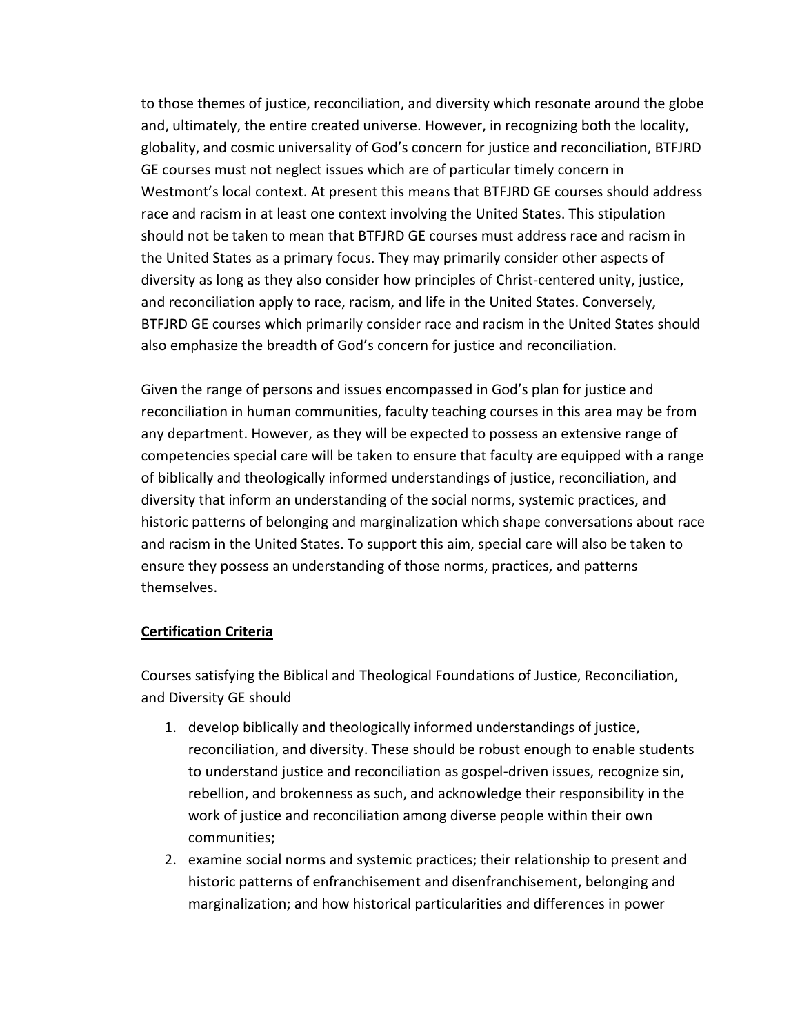to those themes of justice, reconciliation, and diversity which resonate around the globe and, ultimately, the entire created universe. However, in recognizing both the locality, globality, and cosmic universality of God's concern for justice and reconciliation, BTFJRD GE courses must not neglect issues which are of particular timely concern in Westmont's local context. At present this means that BTFJRD GE courses should address race and racism in at least one context involving the United States. This stipulation should not be taken to mean that BTFJRD GE courses must address race and racism in the United States as a primary focus. They may primarily consider other aspects of diversity as long as they also consider how principles of Christ-centered unity, justice, and reconciliation apply to race, racism, and life in the United States. Conversely, BTFJRD GE courses which primarily consider race and racism in the United States should also emphasize the breadth of God's concern for justice and reconciliation.

Given the range of persons and issues encompassed in God's plan for justice and reconciliation in human communities, faculty teaching courses in this area may be from any department. However, as they will be expected to possess an extensive range of competencies special care will be taken to ensure that faculty are equipped with a range of biblically and theologically informed understandings of justice, reconciliation, and diversity that inform an understanding of the social norms, systemic practices, and historic patterns of belonging and marginalization which shape conversations about race and racism in the United States. To support this aim, special care will also be taken to ensure they possess an understanding of those norms, practices, and patterns themselves.

**Certification Criteria**

Courses satisfying the Biblical and Theological Foundations of Justice, Reconciliation, and Diversity GE should

1. develop biblically and theologically informed understandings of justice, reconciliation, and diversity. These should be robust enough to enable students to understand justice and reconciliation as gospel-driven issues, recognize sin, rebellion, and brokenness as such, and acknowledge their responsibility in the work of justice and reconciliation among diverse people within their own communities;
2. examine social norms and systemic practices; their relationship to present and historic patterns of enfranchisement and disenfranchisement, belonging and marginalization; and how historical particularities and differences in power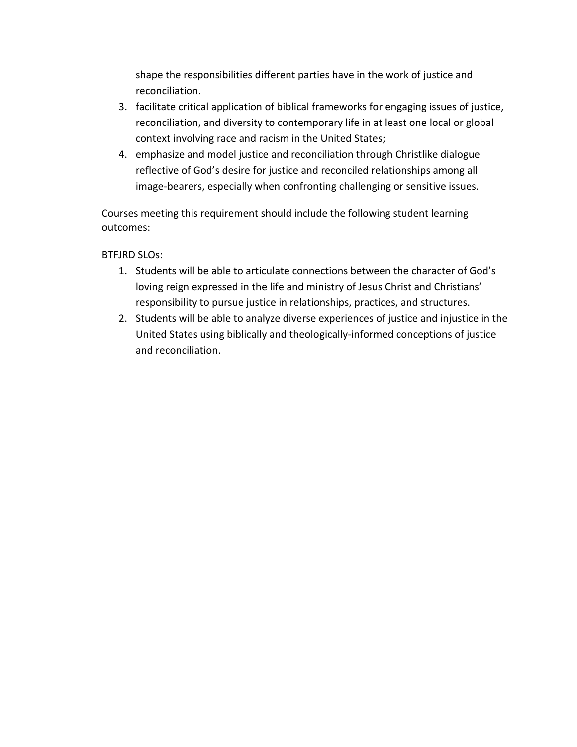shape the responsibilities different parties have in the work of justice and reconciliation.

3. facilitate critical application of biblical frameworks for engaging issues of justice, reconciliation, and diversity to contemporary life in at least one local or global context involving race and racism in the United States;
4. emphasize and model justice and reconciliation through Christlike dialogue reflective of God's desire for justice and reconciled relationships among all image-bearers, especially when confronting challenging or sensitive issues.

Courses meeting this requirement should include the following student learning outcomes:

<u>BTFJRD SLOs:</u>

1. Students will be able to articulate connections between the character of God's loving reign expressed in the life and ministry of Jesus Christ and Christians' responsibility to pursue justice in relationships, practices, and structures.
2. Students will be able to analyze diverse experiences of justice and injustice in the United States using biblically and theologically-informed conceptions of justice and reconciliation.